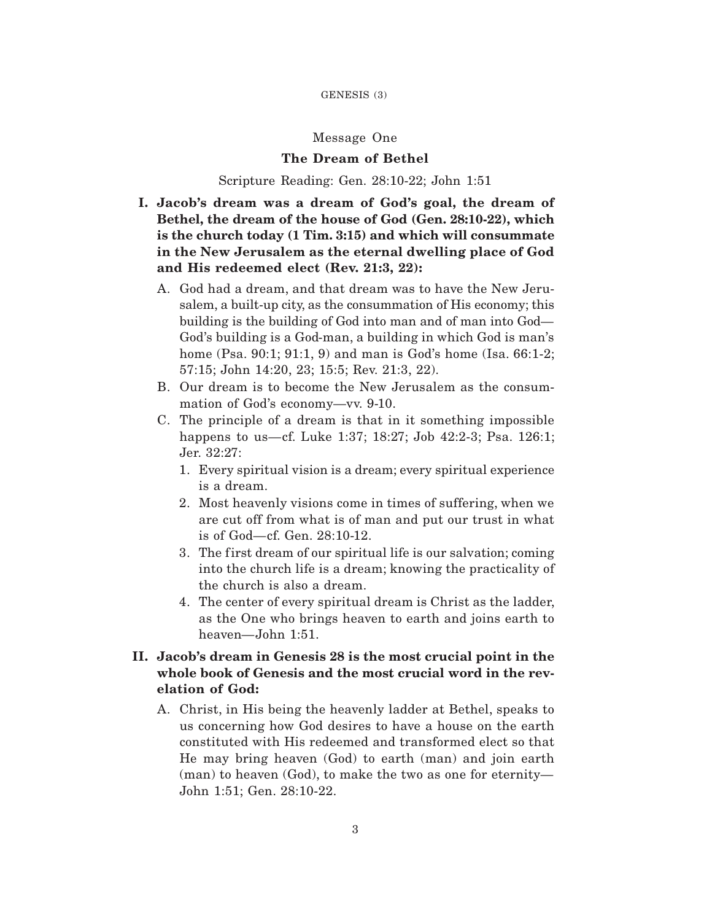## Message One

## The Dream of Bethel

Scripture Reading: Gen. 28:10-22; John 1:51

**I. Jacob's dream was a dream of God's goal, the dream of Bethel, the dream of the house of God (Gen. 28:10-22), which is the church today (1 Tim. 3:15) and which will consummate in the New Jerusalem as the eternal dwelling place of God and His redeemed elect (Rev. 21:3, 22):**

A. God had a dream, and that dream was to have the New Jerusalem, a built-up city, as the consummation of His economy; this building is the building of God into man and of man into God—God's building is a God-man, a building in which God is man's home (Psa. 90:1; 91:1, 9) and man is God's home (Isa. 66:1-2; 57:15; John 14:20, 23; 15:5; Rev. 21:3, 22).

B. Our dream is to become the New Jerusalem as the consummation of God's economy—vv. 9-10.

C. The principle of a dream is that in it something impossible happens to us—cf. Luke 1:37; 18:27; Job 42:2-3; Psa. 126:1; Jer. 32:27:

1. Every spiritual vision is a dream; every spiritual experience is a dream.
2. Most heavenly visions come in times of suffering, when we are cut off from what is of man and put our trust in what is of God—cf. Gen. 28:10-12.
3. The first dream of our spiritual life is our salvation; coming into the church life is a dream; knowing the practicality of the church is also a dream.
4. The center of every spiritual dream is Christ as the ladder, as the One who brings heaven to earth and joins earth to heaven—John 1:51.

**II. Jacob's dream in Genesis 28 is the most crucial point in the whole book of Genesis and the most crucial word in the revelation of God:**

A. Christ, in His being the heavenly ladder at Bethel, speaks to us concerning how God desires to have a house on the earth constituted with His redeemed and transformed elect so that He may bring heaven (God) to earth (man) and join earth (man) to heaven (God), to make the two as one for eternity—John 1:51; Gen. 28:10-22.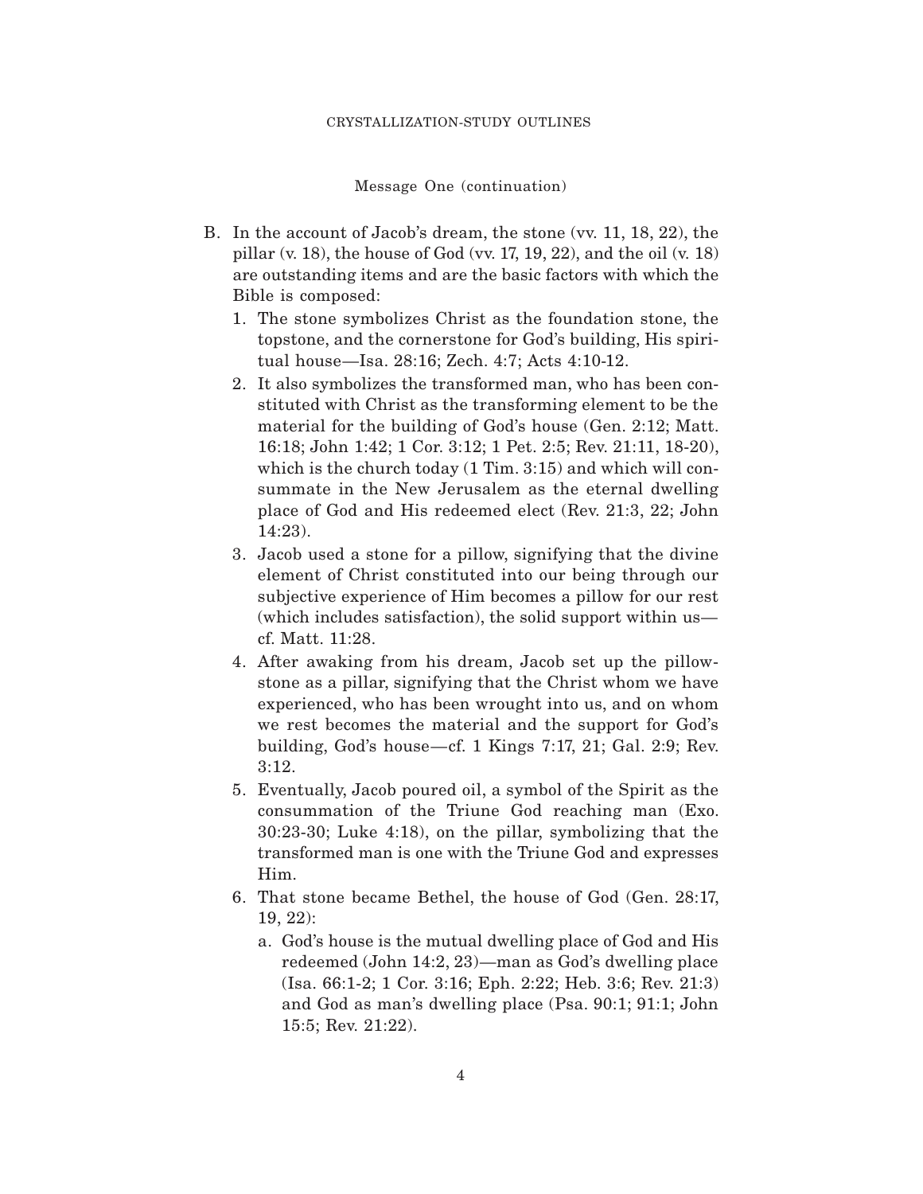Message One (continuation)

B. In the account of Jacob's dream, the stone (vv. 11, 18, 22), the pillar (v. 18), the house of God (vv. 17, 19, 22), and the oil (v. 18) are outstanding items and are the basic factors with which the Bible is composed:

   1. The stone symbolizes Christ as the foundation stone, the topstone, and the cornerstone for God's building, His spiritual house—Isa. 28:16; Zech. 4:7; Acts 4:10-12.
   2. It also symbolizes the transformed man, who has been constituted with Christ as the transforming element to be the material for the building of God's house (Gen. 2:12; Matt. 16:18; John 1:42; 1 Cor. 3:12; 1 Pet. 2:5; Rev. 21:11, 18-20), which is the church today (1 Tim. 3:15) and which will consummate in the New Jerusalem as the eternal dwelling place of God and His redeemed elect (Rev. 21:3, 22; John 14:23).
   3. Jacob used a stone for a pillow, signifying that the divine element of Christ constituted into our being through our subjective experience of Him becomes a pillow for our rest (which includes satisfaction), the solid support within us—cf. Matt. 11:28.
   4. After awaking from his dream, Jacob set up the pillow-stone as a pillar, signifying that the Christ whom we have experienced, who has been wrought into us, and on whom we rest becomes the material and the support for God's building, God's house—cf. 1 Kings 7:17, 21; Gal. 2:9; Rev. 3:12.
   5. Eventually, Jacob poured oil, a symbol of the Spirit as the consummation of the Triune God reaching man (Exo. 30:23-30; Luke 4:18), on the pillar, symbolizing that the transformed man is one with the Triune God and expresses Him.
   6. That stone became Bethel, the house of God (Gen. 28:17, 19, 22):
      a. God's house is the mutual dwelling place of God and His redeemed (John 14:2, 23)—man as God's dwelling place (Isa. 66:1-2; 1 Cor. 3:16; Eph. 2:22; Heb. 3:6; Rev. 21:3) and God as man's dwelling place (Psa. 90:1; 91:1; John 15:5; Rev. 21:22).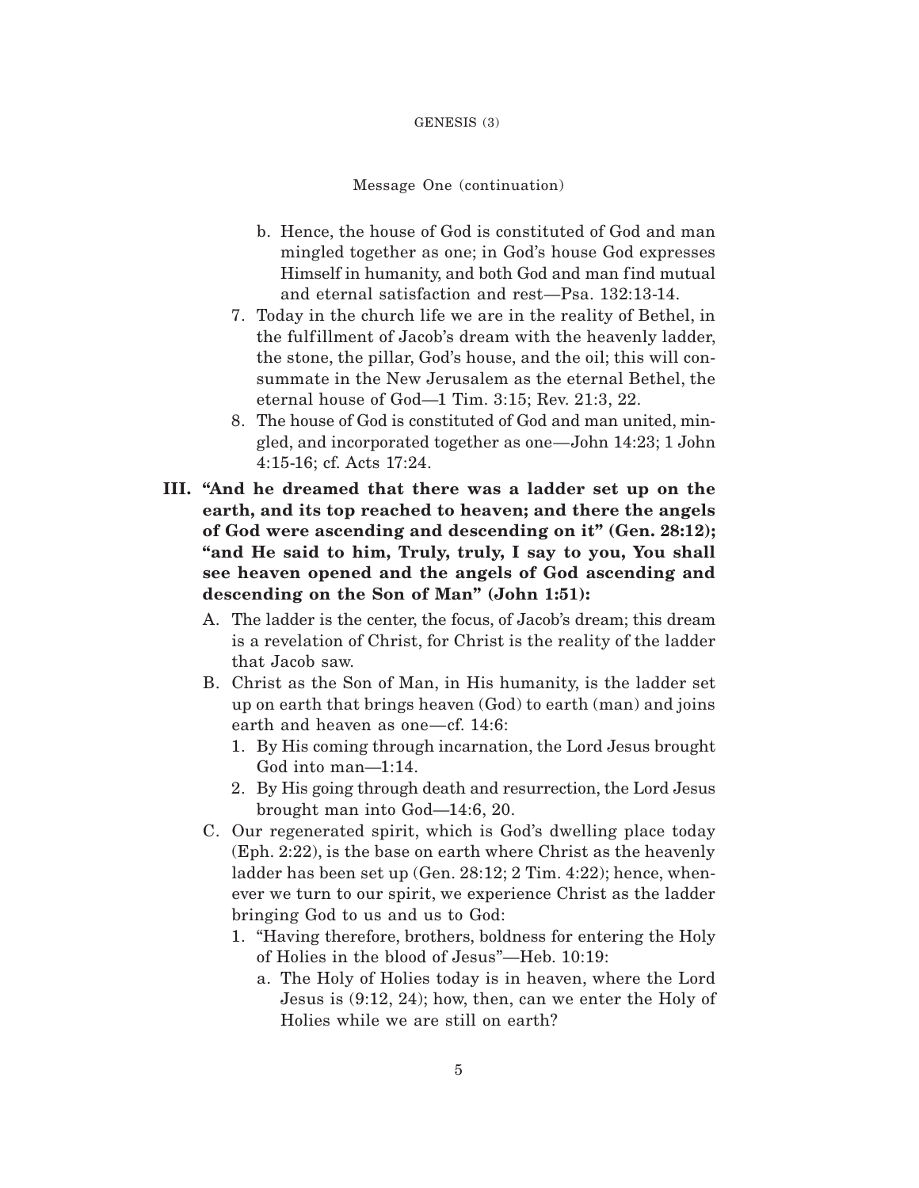Message One (continuation)

b. Hence, the house of God is constituted of God and man mingled together as one; in God's house God expresses Himself in humanity, and both God and man find mutual and eternal satisfaction and rest—Psa. 132:13-14.

7. Today in the church life we are in the reality of Bethel, in the fulfillment of Jacob's dream with the heavenly ladder, the stone, the pillar, God's house, and the oil; this will consummate in the New Jerusalem as the eternal Bethel, the eternal house of God—1 Tim. 3:15; Rev. 21:3, 22.

8. The house of God is constituted of God and man united, mingled, and incorporated together as one—John 14:23; 1 John 4:15-16; cf. Acts 17:24.

**III. "And he dreamed that there was a ladder set up on the earth, and its top reached to heaven; and there the angels of God were ascending and descending on it" (Gen. 28:12); "and He said to him, Truly, truly, I say to you, You shall see heaven opened and the angels of God ascending and descending on the Son of Man" (John 1:51):**

A. The ladder is the center, the focus, of Jacob's dream; this dream is a revelation of Christ, for Christ is the reality of the ladder that Jacob saw.

B. Christ as the Son of Man, in His humanity, is the ladder set up on earth that brings heaven (God) to earth (man) and joins earth and heaven as one—cf. 14:6:
   1. By His coming through incarnation, the Lord Jesus brought God into man—1:14.
   2. By His going through death and resurrection, the Lord Jesus brought man into God—14:6, 20.

C. Our regenerated spirit, which is God's dwelling place today (Eph. 2:22), is the base on earth where Christ as the heavenly ladder has been set up (Gen. 28:12; 2 Tim. 4:22); hence, whenever we turn to our spirit, we experience Christ as the ladder bringing God to us and us to God:
   1. "Having therefore, brothers, boldness for entering the Holy of Holies in the blood of Jesus"—Heb. 10:19:
      a. The Holy of Holies today is in heaven, where the Lord Jesus is (9:12, 24); how, then, can we enter the Holy of Holies while we are still on earth?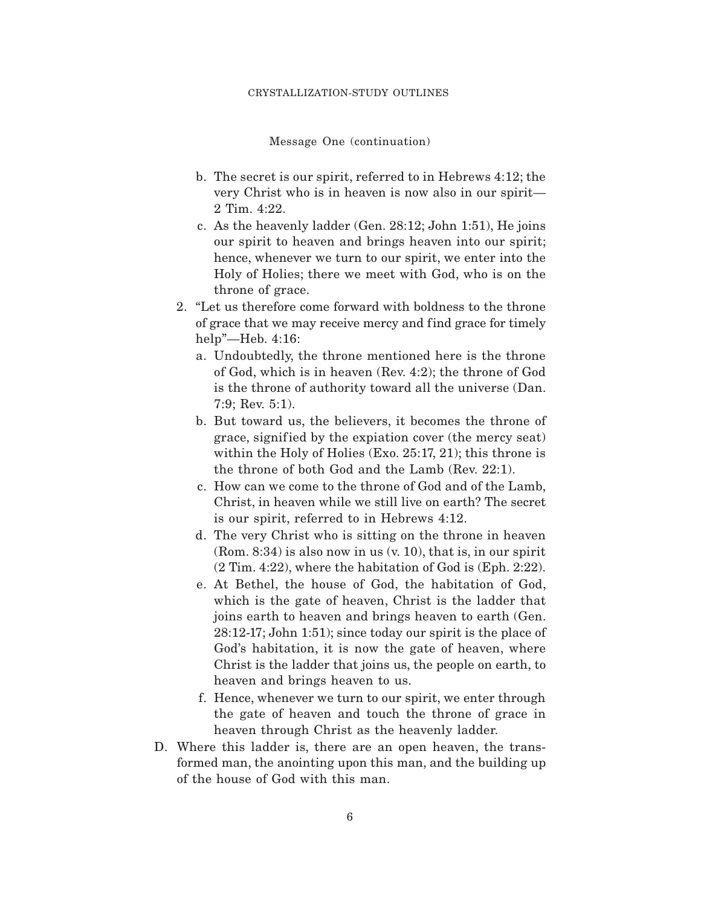Message One (continuation)

   b. The secret is our spirit, referred to in Hebrews 4:12; the very Christ who is in heaven is now also in our spirit—2 Tim. 4:22.
   c. As the heavenly ladder (Gen. 28:12; John 1:51), He joins our spirit to heaven and brings heaven into our spirit; hence, whenever we turn to our spirit, we enter into the Holy of Holies; there we meet with God, who is on the throne of grace.

2. "Let us therefore come forward with boldness to the throne of grace that we may receive mercy and find grace for timely help"—Heb. 4:16:
   a. Undoubtedly, the throne mentioned here is the throne of God, which is in heaven (Rev. 4:2); the throne of God is the throne of authority toward all the universe (Dan. 7:9; Rev. 5:1).
   b. But toward us, the believers, it becomes the throne of grace, signified by the expiation cover (the mercy seat) within the Holy of Holies (Exo. 25:17, 21); this throne is the throne of both God and the Lamb (Rev. 22:1).
   c. How can we come to the throne of God and of the Lamb, Christ, in heaven while we still live on earth? The secret is our spirit, referred to in Hebrews 4:12.
   d. The very Christ who is sitting on the throne in heaven (Rom. 8:34) is also now in us (v. 10), that is, in our spirit (2 Tim. 4:22), where the habitation of God is (Eph. 2:22).
   e. At Bethel, the house of God, the habitation of God, which is the gate of heaven, Christ is the ladder that joins earth to heaven and brings heaven to earth (Gen. 28:12-17; John 1:51); since today our spirit is the place of God's habitation, it is now the gate of heaven, where Christ is the ladder that joins us, the people on earth, to heaven and brings heaven to us.
   f. Hence, whenever we turn to our spirit, we enter through the gate of heaven and touch the throne of grace in heaven through Christ as the heavenly ladder.

D. Where this ladder is, there are an open heaven, the transformed man, the anointing upon this man, and the building up of the house of God with this man.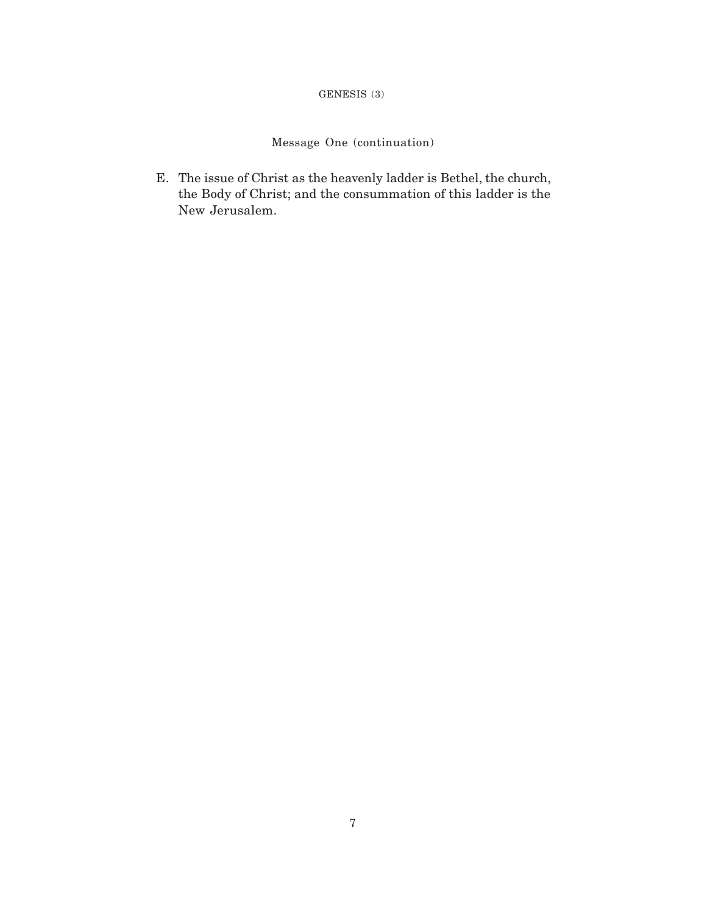Message One (continuation)

E. The issue of Christ as the heavenly ladder is Bethel, the church, the Body of Christ; and the consummation of this ladder is the New Jerusalem.